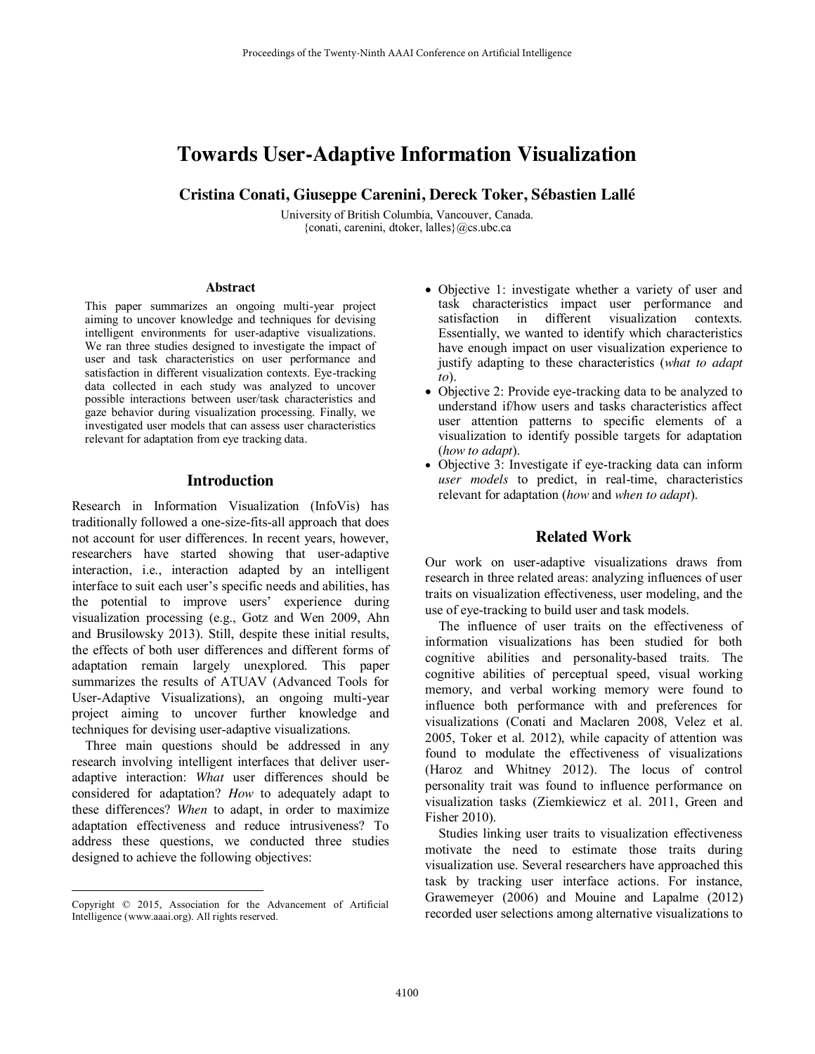# Towards User-Adaptive Information Visualization

**Cristina Conati, Giuseppe Carenini, Dereck Toker, Sébastien Lallé**

University of British Columbia, Vancouver, Canada.
{conati, carenini, dtoker, lalles}@cs.ubc.ca

### Abstract

This paper summarizes an ongoing multi-year project aiming to uncover knowledge and techniques for devising intelligent environments for user-adaptive visualizations. We ran three studies designed to investigate the impact of user and task characteristics on user performance and satisfaction in different visualization contexts. Eye-tracking data collected in each study was analyzed to uncover possible interactions between user/task characteristics and gaze behavior during visualization processing. Finally, we investigated user models that can assess user characteristics relevant for adaptation from eye tracking data.

## Introduction

Research in Information Visualization (InfoVis) has traditionally followed a one-size-fits-all approach that does not account for user differences. In recent years, however, researchers have started showing that user-adaptive interaction, i.e., interaction adapted by an intelligent interface to suit each user's specific needs and abilities, has the potential to improve users' experience during visualization processing (e.g., Gotz and Wen 2009, Ahn and Brusilowsky 2013). Still, despite these initial results, the effects of both user differences and different forms of adaptation remain largely unexplored. This paper summarizes the results of ATUAV (Advanced Tools for User-Adaptive Visualizations), an ongoing multi-year project aiming to uncover further knowledge and techniques for devising user-adaptive visualizations.

Three main questions should be addressed in any research involving intelligent interfaces that deliver user-adaptive interaction: *What* user differences should be considered for adaptation? *How* to adequately adapt to these differences? *When* to adapt, in order to maximize adaptation effectiveness and reduce intrusiveness? To address these questions, we conducted three studies designed to achieve the following objectives:

- Objective 1: investigate whether a variety of user and task characteristics impact user performance and satisfaction in different visualization contexts. Essentially, we wanted to identify which characteristics have enough impact on user visualization experience to justify adapting to these characteristics (*what to adapt to*).
- Objective 2: Provide eye-tracking data to be analyzed to understand if/how users and tasks characteristics affect user attention patterns to specific elements of a visualization to identify possible targets for adaptation (*how to adapt*).
- Objective 3: Investigate if eye-tracking data can inform *user models* to predict, in real-time, characteristics relevant for adaptation (*how* and *when to adapt*).

## Related Work

Our work on user-adaptive visualizations draws from research in three related areas: analyzing influences of user traits on visualization effectiveness, user modeling, and the use of eye-tracking to build user and task models.

The influence of user traits on the effectiveness of information visualizations has been studied for both cognitive abilities and personality-based traits. The cognitive abilities of perceptual speed, visual working memory, and verbal working memory were found to influence both performance with and preferences for visualizations (Conati and Maclaren 2008, Velez et al. 2005, Toker et al. 2012), while capacity of attention was found to modulate the effectiveness of visualizations (Haroz and Whitney 2012). The locus of control personality trait was found to influence performance on visualization tasks (Ziemkiewicz et al. 2011, Green and Fisher 2010).

Studies linking user traits to visualization effectiveness motivate the need to estimate those traits during visualization use. Several researchers have approached this task by tracking user interface actions. For instance, Grawemeyer (2006) and Mouine and Lapalme (2012) recorded user selections among alternative visualizations to

---

Copyright © 2015, Association for the Advancement of Artificial Intelligence (www.aaai.org). All rights reserved.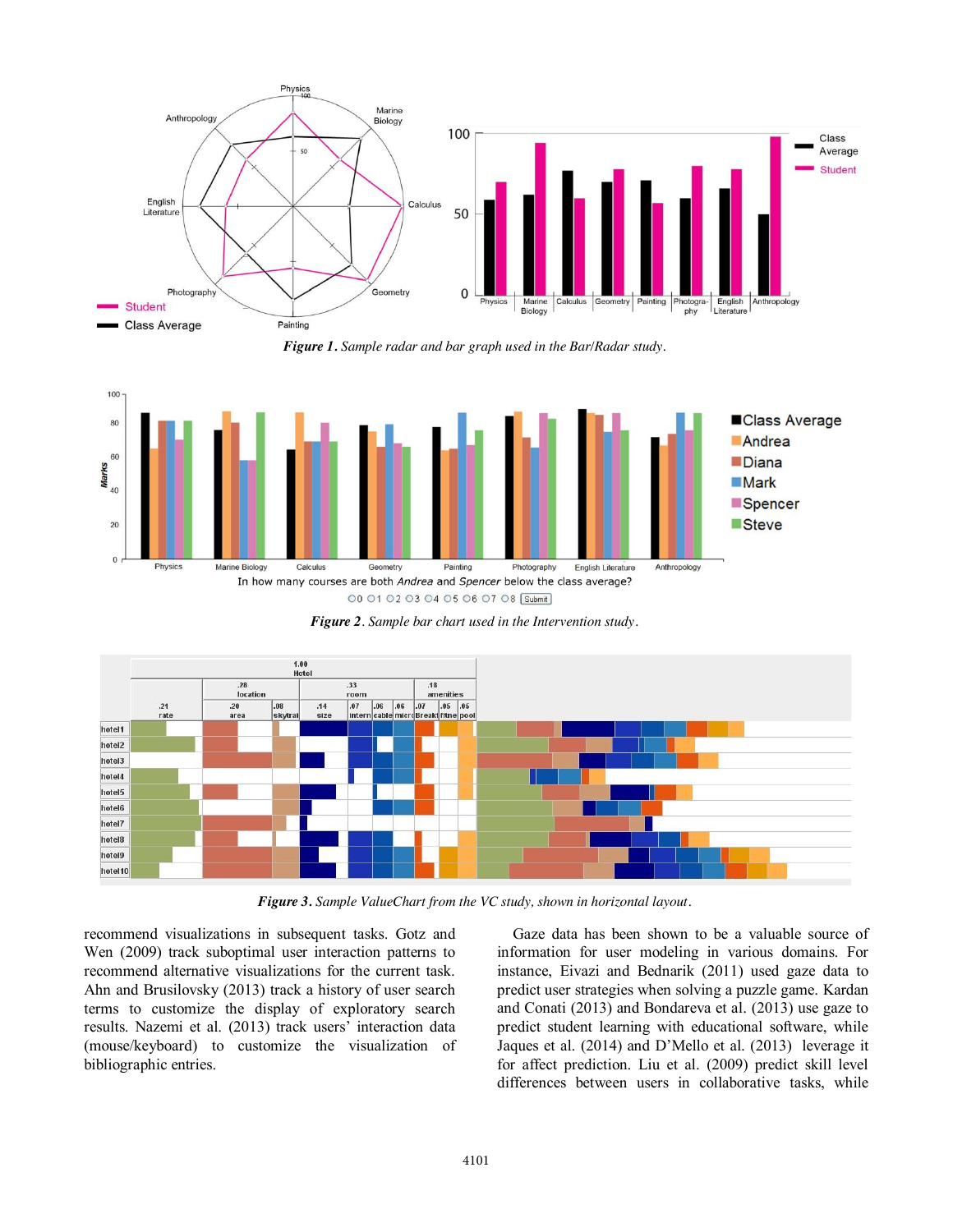*Figure 1. Sample radar and bar graph used in the Bar/Radar study.*

In how many courses are both *Andrea* and *Spencer* below the class average?

*Figure 2. Sample bar chart used in the Intervention study.*

*Figure 3. Sample ValueChart from the VC study, shown in horizontal layout.*

recommend visualizations in subsequent tasks. Gotz and Wen (2009) track suboptimal user interaction patterns to recommend alternative visualizations for the current task. Ahn and Brusilovsky (2013) track a history of user search terms to customize the display of exploratory search results. Nazemi et al. (2013) track users' interaction data (mouse/keyboard) to customize the visualization of bibliographic entries.

Gaze data has been shown to be a valuable source of information for user modeling in various domains. For instance, Eivazi and Bednarik (2011) used gaze data to predict user strategies when solving a puzzle game. Kardan and Conati (2013) and Bondareva et al. (2013) use gaze to predict student learning with educational software, while Jaques et al. (2014) and D'Mello et al. (2013) leverage it for affect prediction. Liu et al. (2009) predict skill level differences between users in collaborative tasks, while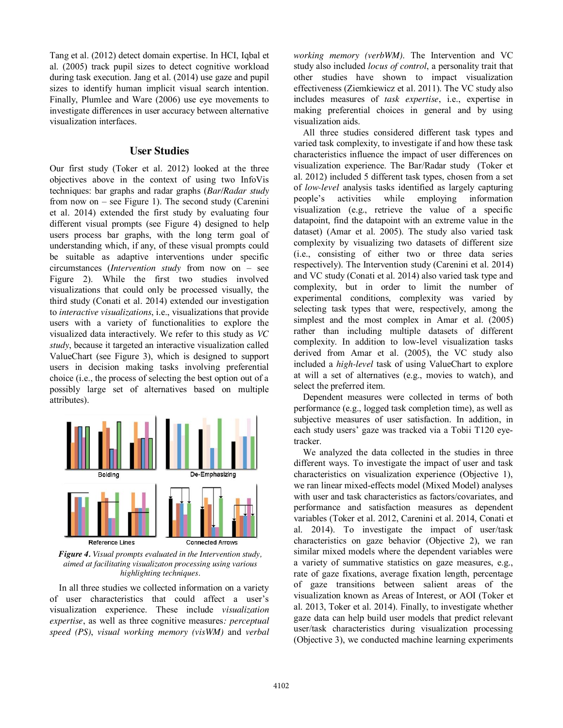Tang et al. (2012) detect domain expertise. In HCI, Iqbal et al. (2005) track pupil sizes to detect cognitive workload during task execution. Jang et al. (2014) use gaze and pupil sizes to identify human implicit visual search intention. Finally, Plumlee and Ware (2006) use eye movements to investigate differences in user accuracy between alternative visualization interfaces.

## User Studies

Our first study (Toker et al. 2012) looked at the three objectives above in the context of using two InfoVis techniques: bar graphs and radar graphs (*Bar/Radar study* from now on – see Figure 1). The second study (Carenini et al. 2014) extended the first study by evaluating four different visual prompts (see Figure 4) designed to help users process bar graphs, with the long term goal of understanding which, if any, of these visual prompts could be suitable as adaptive interventions under specific circumstances (*Intervention study* from now on – see Figure 2). While the first two studies involved visualizations that could only be processed visually, the third study (Conati et al. 2014) extended our investigation to *interactive visualizations*, i.e., visualizations that provide users with a variety of functionalities to explore the visualized data interactively. We refer to this study as *VC study*, because it targeted an interactive visualization called ValueChart (see Figure 3), which is designed to support users in decision making tasks involving preferential choice (i.e., the process of selecting the best option out of a possibly large set of alternatives based on multiple attributes).

***Figure 4.*** *Visual prompts evaluated in the Intervention study, aimed at facilitating visualizaton processing using various highlighting techniques.*

In all three studies we collected information on a variety of user characteristics that could affect a user's visualization experience. These include *visualization expertise*, as well as three cognitive measures*: perceptual speed (PS)*, *visual working memory (visWM)* and *verbal working memory (verbWM)*. The Intervention and VC study also included *locus of control*, a personality trait that other studies have shown to impact visualization effectiveness (Ziemkiewicz et al. 2011). The VC study also includes measures of *task expertise*, i.e., expertise in making preferential choices in general and by using visualization aids.

All three studies considered different task types and varied task complexity, to investigate if and how these task characteristics influence the impact of user differences on visualization experience. The Bar/Radar study (Toker et al. 2012) included 5 different task types, chosen from a set of *low-level* analysis tasks identified as largely capturing people's activities while employing information visualization (e.g., retrieve the value of a specific datapoint, find the datapoint with an extreme value in the dataset) (Amar et al. 2005). The study also varied task complexity by visualizing two datasets of different size (i.e., consisting of either two or three data series respectively). The Intervention study (Carenini et al. 2014) and VC study (Conati et al. 2014) also varied task type and complexity, but in order to limit the number of experimental conditions, complexity was varied by selecting task types that were, respectively, among the simplest and the most complex in Amar et al. (2005) rather than including multiple datasets of different complexity. In addition to low-level visualization tasks derived from Amar et al. (2005), the VC study also included a *high-level* task of using ValueChart to explore at will a set of alternatives (e.g., movies to watch), and select the preferred item.

Dependent measures were collected in terms of both performance (e.g., logged task completion time), as well as subjective measures of user satisfaction. In addition, in each study users' gaze was tracked via a Tobii T120 eye-tracker.

We analyzed the data collected in the studies in three different ways. To investigate the impact of user and task characteristics on visualization experience (Objective 1), we ran linear mixed-effects model (Mixed Model) analyses with user and task characteristics as factors/covariates, and performance and satisfaction measures as dependent variables (Toker et al. 2012, Carenini et al. 2014, Conati et al. 2014). To investigate the impact of user/task characteristics on gaze behavior (Objective 2), we ran similar mixed models where the dependent variables were a variety of summative statistics on gaze measures, e.g., rate of gaze fixations, average fixation length, percentage of gaze transitions between salient areas of the visualization known as Areas of Interest, or AOI (Toker et al. 2013, Toker et al. 2014). Finally, to investigate whether gaze data can help build user models that predict relevant user/task characteristics during visualization processing (Objective 3), we conducted machine learning experiments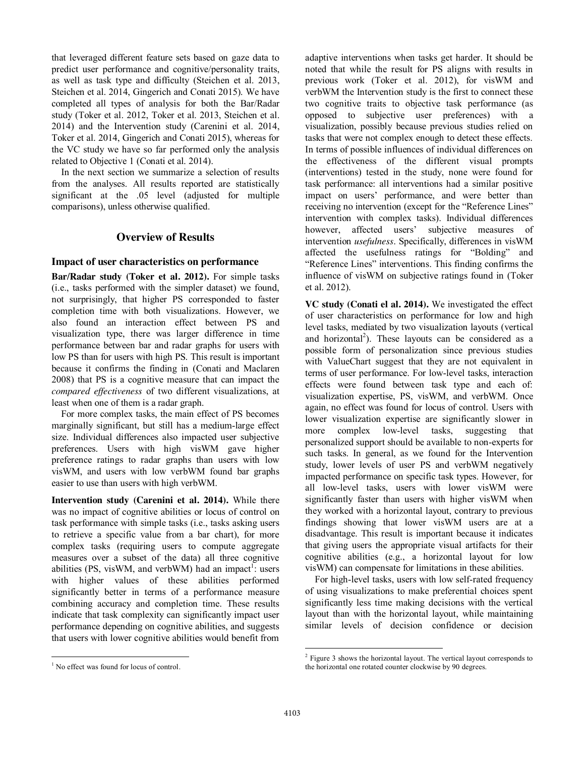that leveraged different feature sets based on gaze data to predict user performance and cognitive/personality traits, as well as task type and difficulty (Steichen et al. 2013, Steichen et al. 2014, Gingerich and Conati 2015). We have completed all types of analysis for both the Bar/Radar study (Toker et al. 2012, Toker et al. 2013, Steichen et al. 2014) and the Intervention study (Carenini et al. 2014, Toker et al. 2014, Gingerich and Conati 2015), whereas for the VC study we have so far performed only the analysis related to Objective 1 (Conati et al. 2014).

In the next section we summarize a selection of results from the analyses. All results reported are statistically significant at the .05 level (adjusted for multiple comparisons), unless otherwise qualified.

## Overview of Results

### Impact of user characteristics on performance

**Bar/Radar study (Toker et al. 2012).** For simple tasks (i.e., tasks performed with the simpler dataset) we found, not surprisingly, that higher PS corresponded to faster completion time with both visualizations. However, we also found an interaction effect between PS and visualization type, there was larger difference in time performance between bar and radar graphs for users with low PS than for users with high PS. This result is important because it confirms the finding in (Conati and Maclaren 2008) that PS is a cognitive measure that can impact the *compared effectiveness* of two different visualizations, at least when one of them is a radar graph.

For more complex tasks, the main effect of PS becomes marginally significant, but still has a medium-large effect size. Individual differences also impacted user subjective preferences. Users with high visWM gave higher preference ratings to radar graphs than users with low visWM, and users with low verbWM found bar graphs easier to use than users with high verbWM.

**Intervention study (Carenini et al. 2014).** While there was no impact of cognitive abilities or locus of control on task performance with simple tasks (i.e., tasks asking users to retrieve a specific value from a bar chart), for more complex tasks (requiring users to compute aggregate measures over a subset of the data) all three cognitive abilities (PS, visWM, and verbWM) had an impact[1]: users with higher values of these abilities performed significantly better in terms of a performance measure combining accuracy and completion time. These results indicate that task complexity can significantly impact user performance depending on cognitive abilities, and suggests that users with lower cognitive abilities would benefit from adaptive interventions when tasks get harder. It should be noted that while the result for PS aligns with results in previous work (Toker et al. 2012), for visWM and verbWM the Intervention study is the first to connect these two cognitive traits to objective task performance (as opposed to subjective user preferences) with a visualization, possibly because previous studies relied on tasks that were not complex enough to detect these effects. In terms of possible influences of individual differences on the effectiveness of the different visual prompts (interventions) tested in the study, none were found for task performance: all interventions had a similar positive impact on users' performance, and were better than receiving no intervention (except for the "Reference Lines" intervention with complex tasks). Individual differences however, affected users' subjective measures of intervention *usefulness*. Specifically, differences in visWM affected the usefulness ratings for "Bolding" and "Reference Lines" interventions. This finding confirms the influence of visWM on subjective ratings found in (Toker et al. 2012).

**VC study (Conati el al. 2014).** We investigated the effect of user characteristics on performance for low and high level tasks, mediated by two visualization layouts (vertical and horizontal[2]). These layouts can be considered as a possible form of personalization since previous studies with ValueChart suggest that they are not equivalent in terms of user performance. For low-level tasks, interaction effects were found between task type and each of: visualization expertise, PS, visWM, and verbWM. Once again, no effect was found for locus of control. Users with lower visualization expertise are significantly slower in more complex low-level tasks, suggesting that personalized support should be available to non-experts for such tasks. In general, as we found for the Intervention study, lower levels of user PS and verbWM negatively impacted performance on specific task types. However, for all low-level tasks, users with lower visWM were significantly faster than users with higher visWM when they worked with a horizontal layout, contrary to previous findings showing that lower visWM users are at a disadvantage. This result is important because it indicates that giving users the appropriate visual artifacts for their cognitive abilities (e.g., a horizontal layout for low visWM) can compensate for limitations in these abilities.

For high-level tasks, users with low self-rated frequency of using visualizations to make preferential choices spent significantly less time making decisions with the vertical layout than with the horizontal layout, while maintaining similar levels of decision confidence or decision

[1] No effect was found for locus of control.

[2] Figure 3 shows the horizontal layout. The vertical layout corresponds to the horizontal one rotated counter clockwise by 90 degrees.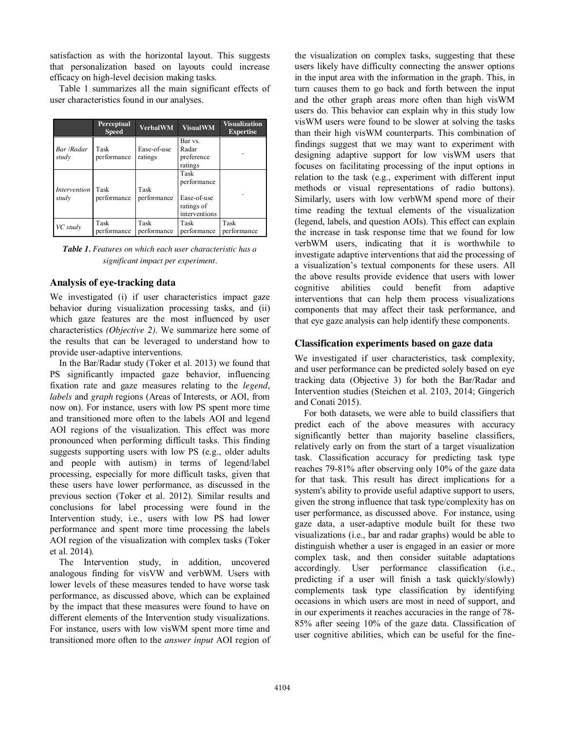satisfaction as with the horizontal layout. This suggests that personalization based on layouts could increase efficacy on high-level decision making tasks.

Table 1 summarizes all the main significant effects of user characteristics found in our analyses.

| | Perceptual Speed | VerbalWM | VisualWM | Visualization Expertise |
|---|---|---|---|---|
| *Bar /Radar study* | Task performance | Ease-of-use ratings | Bar vs. Radar preference ratings | - |
| *Intervention study* | Task performance | Task performance | Task performance<br><br>Ease-of-use ratings of interventions | - |
| *VC study* | Task performance | Task performance | Task performance | Task performance |

***Table 1.*** *Features on which each user characteristic has a significant impact per experiment.*

### Analysis of eye-tracking data

We investigated (i) if user characteristics impact gaze behavior during visualization processing tasks, and (ii) which gaze features are the most influenced by user characteristics *(Objective 2)*. We summarize here some of the results that can be leveraged to understand how to provide user-adaptive interventions.

In the Bar/Radar study (Toker et al. 2013) we found that PS significantly impacted gaze behavior, influencing fixation rate and gaze measures relating to the *legend*, *labels* and *graph* regions (Areas of Interests, or AOI, from now on). For instance, users with low PS spent more time and transitioned more often to the labels AOI and legend AOI regions of the visualization. This effect was more pronounced when performing difficult tasks. This finding suggests supporting users with low PS (e.g., older adults and people with autism) in terms of legend/label processing, especially for more difficult tasks, given that these users have lower performance, as discussed in the previous section (Toker et al. 2012). Similar results and conclusions for label processing were found in the Intervention study, i.e., users with low PS had lower performance and spent more time processing the labels AOI region of the visualization with complex tasks (Toker et al. 2014).

The Intervention study, in addition, uncovered analogous finding for visVW and verbWM. Users with lower levels of these measures tended to have worse task performance, as discussed above, which can be explained by the impact that these measures were found to have on different elements of the Intervention study visualizations. For instance, users with low visWM spent more time and transitioned more often to the *answer input* AOI region of the visualization on complex tasks, suggesting that these users likely have difficulty connecting the answer options in the input area with the information in the graph. This, in turn causes them to go back and forth between the input and the other graph areas more often than high visWM users do. This behavior can explain why in this study low visWM users were found to be slower at solving the tasks than their high visWM counterparts. This combination of findings suggest that we may want to experiment with designing adaptive support for low visWM users that focuses on facilitating processing of the input options in relation to the task (e.g., experiment with different input methods or visual representations of radio buttons). Similarly, users with low verbWM spend more of their time reading the textual elements of the visualization (legend, labels, and question AOIs). This effect can explain the increase in task response time that we found for low verbWM users, indicating that it is worthwhile to investigate adaptive interventions that aid the processing of a visualization's textual components for these users. All the above results provide evidence that users with lower cognitive abilities could benefit from adaptive interventions that can help them process visualizations components that may affect their task performance, and that eye gaze analysis can help identify these components.

### Classification experiments based on gaze data

We investigated if user characteristics, task complexity, and user performance can be predicted solely based on eye tracking data (Objective 3) for both the Bar/Radar and Intervention studies (Steichen et al. 2103, 2014; Gingerich and Conati 2015).

For both datasets, we were able to build classifiers that predict each of the above measures with accuracy significantly better than majority baseline classifiers, relatively early on from the start of a target visualization task. Classification accuracy for predicting task type reaches 79-81% after observing only 10% of the gaze data for that task. This result has direct implications for a system's ability to provide useful adaptive support to users, given the strong influence that task type/complexity has on user performance, as discussed above. For instance, using gaze data, a user-adaptive module built for these two visualizations (i.e., bar and radar graphs) would be able to distinguish whether a user is engaged in an easier or more complex task, and then consider suitable adaptations accordingly. User performance classification (i.e., predicting if a user will finish a task quickly/slowly) complements task type classification by identifying occasions in which users are most in need of support, and in our experiments it reaches accuracies in the range of 78-85% after seeing 10% of the gaze data. Classification of user cognitive abilities, which can be useful for the fine-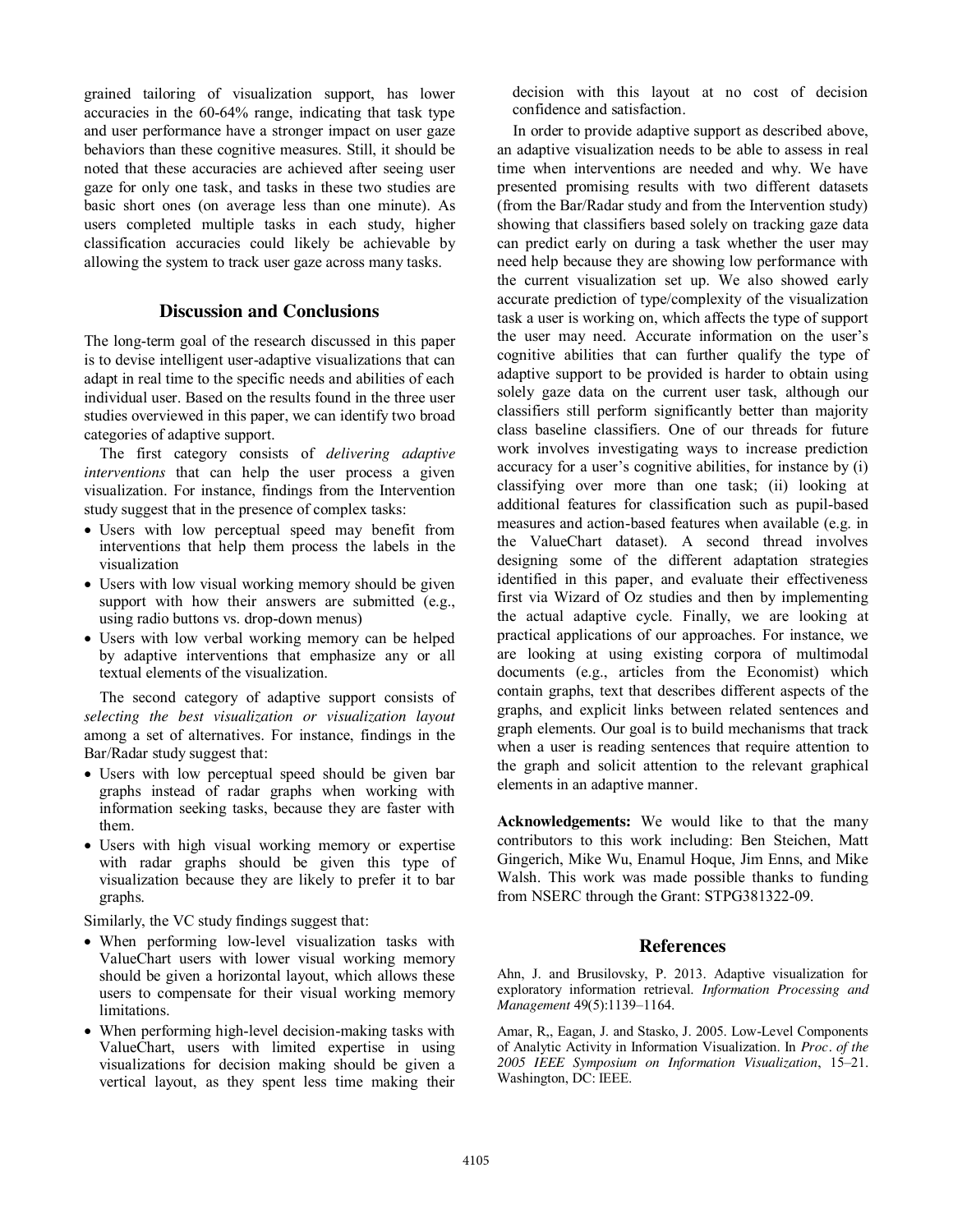grained tailoring of visualization support, has lower accuracies in the 60-64% range, indicating that task type and user performance have a stronger impact on user gaze behaviors than these cognitive measures. Still, it should be noted that these accuracies are achieved after seeing user gaze for only one task, and tasks in these two studies are basic short ones (on average less than one minute). As users completed multiple tasks in each study, higher classification accuracies could likely be achievable by allowing the system to track user gaze across many tasks.

## Discussion and Conclusions

The long-term goal of the research discussed in this paper is to devise intelligent user-adaptive visualizations that can adapt in real time to the specific needs and abilities of each individual user. Based on the results found in the three user studies overviewed in this paper, we can identify two broad categories of adaptive support.

The first category consists of *delivering adaptive interventions* that can help the user process a given visualization. For instance, findings from the Intervention study suggest that in the presence of complex tasks:

- Users with low perceptual speed may benefit from interventions that help them process the labels in the visualization
- Users with low visual working memory should be given support with how their answers are submitted (e.g., using radio buttons vs. drop-down menus)
- Users with low verbal working memory can be helped by adaptive interventions that emphasize any or all textual elements of the visualization.

The second category of adaptive support consists of *selecting the best visualization or visualization layout* among a set of alternatives. For instance, findings in the Bar/Radar study suggest that:

- Users with low perceptual speed should be given bar graphs instead of radar graphs when working with information seeking tasks, because they are faster with them.
- Users with high visual working memory or expertise with radar graphs should be given this type of visualization because they are likely to prefer it to bar graphs.

Similarly, the VC study findings suggest that:

- When performing low-level visualization tasks with ValueChart users with lower visual working memory should be given a horizontal layout, which allows these users to compensate for their visual working memory limitations.
- When performing high-level decision-making tasks with ValueChart, users with limited expertise in using visualizations for decision making should be given a vertical layout, as they spent less time making their decision with this layout at no cost of decision confidence and satisfaction.

In order to provide adaptive support as described above, an adaptive visualization needs to be able to assess in real time when interventions are needed and why. We have presented promising results with two different datasets (from the Bar/Radar study and from the Intervention study) showing that classifiers based solely on tracking gaze data can predict early on during a task whether the user may need help because they are showing low performance with the current visualization set up. We also showed early accurate prediction of type/complexity of the visualization task a user is working on, which affects the type of support the user may need. Accurate information on the user's cognitive abilities that can further qualify the type of adaptive support to be provided is harder to obtain using solely gaze data on the current user task, although our classifiers still perform significantly better than majority class baseline classifiers. One of our threads for future work involves investigating ways to increase prediction accuracy for a user's cognitive abilities, for instance by (i) classifying over more than one task; (ii) looking at additional features for classification such as pupil-based measures and action-based features when available (e.g. in the ValueChart dataset). A second thread involves designing some of the different adaptation strategies identified in this paper, and evaluate their effectiveness first via Wizard of Oz studies and then by implementing the actual adaptive cycle. Finally, we are looking at practical applications of our approaches. For instance, we are looking at using existing corpora of multimodal documents (e.g., articles from the Economist) which contain graphs, text that describes different aspects of the graphs, and explicit links between related sentences and graph elements. Our goal is to build mechanisms that track when a user is reading sentences that require attention to the graph and solicit attention to the relevant graphical elements in an adaptive manner.

**Acknowledgements:** We would like to that the many contributors to this work including: Ben Steichen, Matt Gingerich, Mike Wu, Enamul Hoque, Jim Enns, and Mike Walsh. This work was made possible thanks to funding from NSERC through the Grant: STPG381322-09.

## References

Ahn, J. and Brusilovsky, P. 2013. Adaptive visualization for exploratory information retrieval. *Information Processing and Management* 49(5):1139–1164.

Amar, R,, Eagan, J. and Stasko, J. 2005. Low-Level Components of Analytic Activity in Information Visualization. In *Proc. of the 2005 IEEE Symposium on Information Visualization*, 15–21. Washington, DC: IEEE.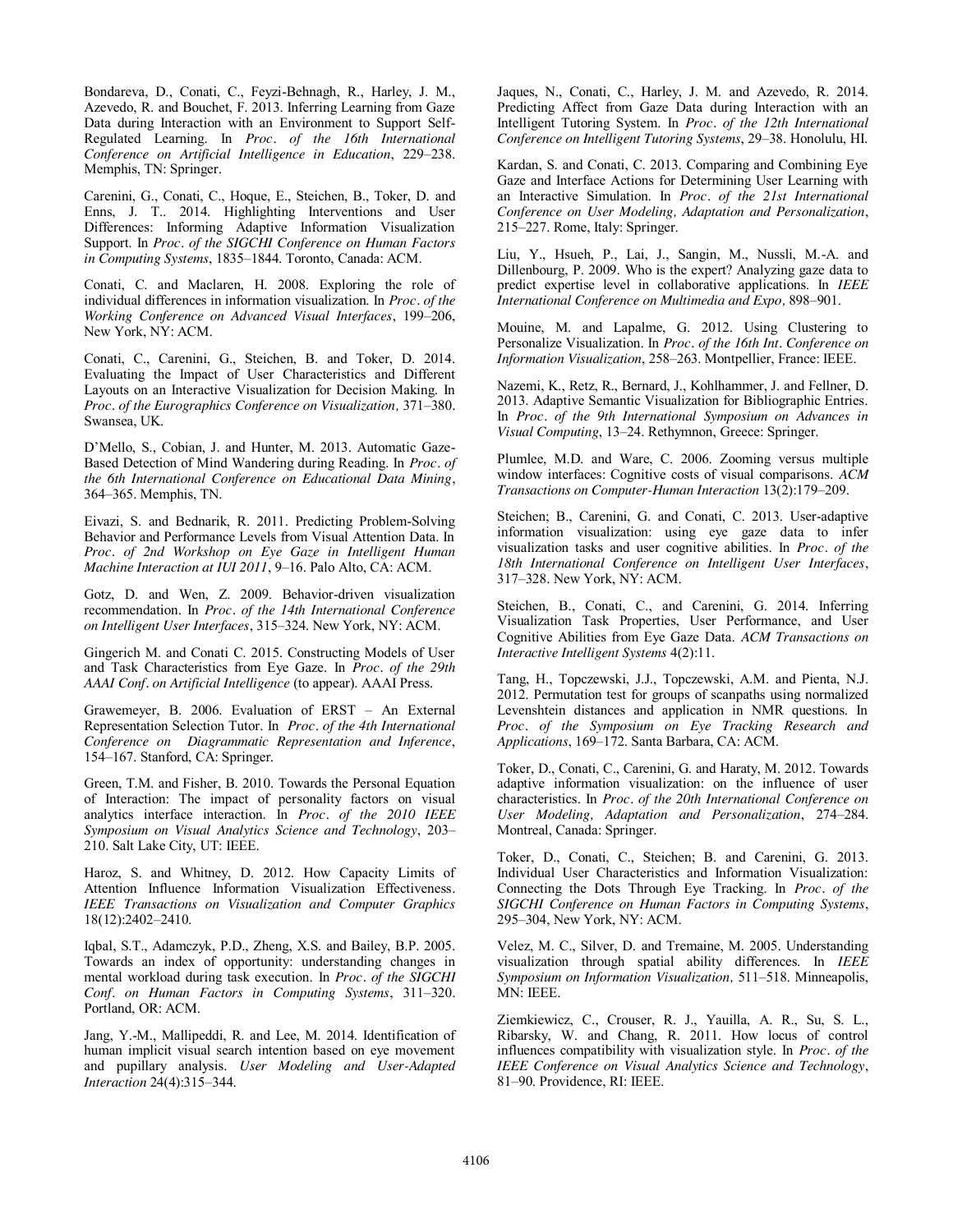Bondareva, D., Conati, C., Feyzi-Behnagh, R., Harley, J. M., Azevedo, R. and Bouchet, F. 2013. Inferring Learning from Gaze Data during Interaction with an Environment to Support Self-Regulated Learning. In *Proc. of the 16th International Conference on Artificial Intelligence in Education*, 229–238. Memphis, TN: Springer.

Carenini, G., Conati, C., Hoque, E., Steichen, B., Toker, D. and Enns, J. T.. 2014. Highlighting Interventions and User Differences: Informing Adaptive Information Visualization Support. In *Proc. of the SIGCHI Conference on Human Factors in Computing Systems*, 1835–1844. Toronto, Canada: ACM.

Conati, C. and Maclaren, H. 2008. Exploring the role of individual differences in information visualization. In *Proc. of the Working Conference on Advanced Visual Interfaces*, 199–206, New York, NY: ACM.

Conati, C., Carenini, G., Steichen, B. and Toker, D. 2014. Evaluating the Impact of User Characteristics and Different Layouts on an Interactive Visualization for Decision Making. In *Proc. of the Eurographics Conference on Visualization,* 371–380. Swansea, UK.

D'Mello, S., Cobian, J. and Hunter, M. 2013. Automatic Gaze-Based Detection of Mind Wandering during Reading. In *Proc. of the 6th International Conference on Educational Data Mining*, 364–365. Memphis, TN.

Eivazi, S. and Bednarik, R. 2011. Predicting Problem-Solving Behavior and Performance Levels from Visual Attention Data. In *Proc. of 2nd Workshop on Eye Gaze in Intelligent Human Machine Interaction at IUI 2011*, 9–16. Palo Alto, CA: ACM.

Gotz, D. and Wen, Z. 2009. Behavior-driven visualization recommendation. In *Proc. of the 14th International Conference on Intelligent User Interfaces*, 315–324. New York, NY: ACM.

Gingerich M. and Conati C. 2015. Constructing Models of User and Task Characteristics from Eye Gaze. In *Proc. of the 29th AAAI Conf. on Artificial Intelligence* (to appear). AAAI Press.

Grawemeyer, B. 2006. Evaluation of ERST – An External Representation Selection Tutor. In *Proc. of the 4th International Conference on Diagrammatic Representation and Inference*, 154–167. Stanford, CA: Springer.

Green, T.M. and Fisher, B. 2010. Towards the Personal Equation of Interaction: The impact of personality factors on visual analytics interface interaction. In *Proc. of the 2010 IEEE Symposium on Visual Analytics Science and Technology*, 203–210. Salt Lake City, UT: IEEE.

Haroz, S. and Whitney, D. 2012. How Capacity Limits of Attention Influence Information Visualization Effectiveness. *IEEE Transactions on Visualization and Computer Graphics* 18(12):2402–2410.

Iqbal, S.T., Adamczyk, P.D., Zheng, X.S. and Bailey, B.P. 2005. Towards an index of opportunity: understanding changes in mental workload during task execution. In *Proc. of the SIGCHI Conf. on Human Factors in Computing Systems*, 311–320. Portland, OR: ACM.

Jang, Y.-M., Mallipeddi, R. and Lee, M. 2014. Identification of human implicit visual search intention based on eye movement and pupillary analysis. *User Modeling and User-Adapted Interaction* 24(4):315–344.

Jaques, N., Conati, C., Harley, J. M. and Azevedo, R. 2014. Predicting Affect from Gaze Data during Interaction with an Intelligent Tutoring System. In *Proc. of the 12th International Conference on Intelligent Tutoring Systems*, 29–38. Honolulu, HI.

Kardan, S. and Conati, C. 2013. Comparing and Combining Eye Gaze and Interface Actions for Determining User Learning with an Interactive Simulation. In *Proc. of the 21st International Conference on User Modeling, Adaptation and Personalization*, 215–227. Rome, Italy: Springer.

Liu, Y., Hsueh, P., Lai, J., Sangin, M., Nussli, M.-A. and Dillenbourg, P. 2009. Who is the expert? Analyzing gaze data to predict expertise level in collaborative applications. In *IEEE International Conference on Multimedia and Expo,* 898–901.

Mouine, M. and Lapalme, G. 2012. Using Clustering to Personalize Visualization. In *Proc. of the 16th Int. Conference on Information Visualization*, 258–263. Montpellier, France: IEEE.

Nazemi, K., Retz, R., Bernard, J., Kohlhammer, J. and Fellner, D. 2013. Adaptive Semantic Visualization for Bibliographic Entries. In *Proc. of the 9th International Symposium on Advances in Visual Computing*, 13–24. Rethymnon, Greece: Springer.

Plumlee, M.D. and Ware, C. 2006. Zooming versus multiple window interfaces: Cognitive costs of visual comparisons. *ACM Transactions on Computer-Human Interaction* 13(2):179–209.

Steichen; B., Carenini, G. and Conati, C. 2013. User-adaptive information visualization: using eye gaze data to infer visualization tasks and user cognitive abilities. In *Proc. of the 18th International Conference on Intelligent User Interfaces*, 317–328. New York, NY: ACM.

Steichen, B., Conati, C., and Carenini, G. 2014. Inferring Visualization Task Properties, User Performance, and User Cognitive Abilities from Eye Gaze Data. *ACM Transactions on Interactive Intelligent Systems* 4(2):11.

Tang, H., Topczewski, J.J., Topczewski, A.M. and Pienta, N.J. 2012. Permutation test for groups of scanpaths using normalized Levenshtein distances and application in NMR questions. In *Proc. of the Symposium on Eye Tracking Research and Applications*, 169–172. Santa Barbara, CA: ACM.

Toker, D., Conati, C., Carenini, G. and Haraty, M. 2012. Towards adaptive information visualization: on the influence of user characteristics. In *Proc. of the 20th International Conference on User Modeling, Adaptation and Personalization*, 274–284. Montreal, Canada: Springer.

Toker, D., Conati, C., Steichen; B. and Carenini, G. 2013. Individual User Characteristics and Information Visualization: Connecting the Dots Through Eye Tracking. In *Proc. of the SIGCHI Conference on Human Factors in Computing Systems*, 295–304, New York, NY: ACM.

Velez, M. C., Silver, D. and Tremaine, M. 2005. Understanding visualization through spatial ability differences. In *IEEE Symposium on Information Visualization,* 511–518. Minneapolis, MN: IEEE.

Ziemkiewicz, C., Crouser, R. J., Yauilla, A. R., Su, S. L., Ribarsky, W. and Chang, R. 2011. How locus of control influences compatibility with visualization style. In *Proc. of the IEEE Conference on Visual Analytics Science and Technology*, 81–90. Providence, RI: IEEE.